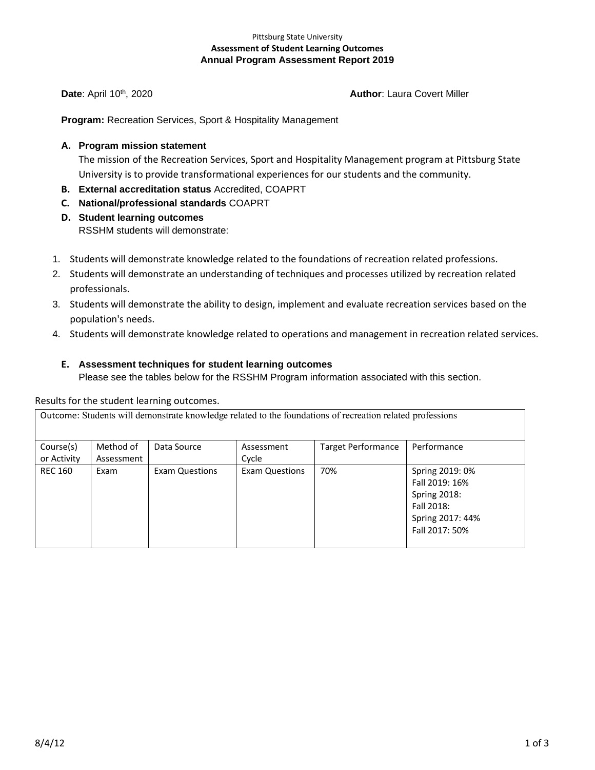Pittsburg State University

**Assessment of Student Learning Outcomes**

**Annual Program Assessment Report 2019**

**Date**: April 10th, 2020 **Author**: Laura Covert Miller

**Program:** Recreation Services, Sport & Hospitality Management

**A. Program mission statement**

The mission of the Recreation Services, Sport and Hospitality Management program at Pittsburg State University is to provide transformational experiences for our students and the community.

**B. External accreditation status** Accredited, COAPRT

**C. National/professional standards** COAPRT

**D. Student learning outcomes**

RSSHM students will demonstrate:

1. Students will demonstrate knowledge related to the foundations of recreation related professions.
2. Students will demonstrate an understanding of techniques and processes utilized by recreation related professionals.
3. Students will demonstrate the ability to design, implement and evaluate recreation services based on the population's needs.
4. Students will demonstrate knowledge related to operations and management in recreation related services.

**E. Assessment techniques for student learning outcomes**

Please see the tables below for the RSSHM Program information associated with this section.

Results for the student learning outcomes.

| Outcome: Students will demonstrate knowledge related to the foundations of recreation related professions | | | | | |
|---|---|---|---|---|---|
| Course(s) or Activity | Method of Assessment | Data Source | Assessment Cycle | Target Performance | Performance |
| REC 160 | Exam | Exam Questions | Exam Questions | 70% | Spring 2019: 0%<br>Fall 2019: 16%<br>Spring 2018:<br>Fall 2018:<br>Spring 2017: 44%<br>Fall 2017: 50% |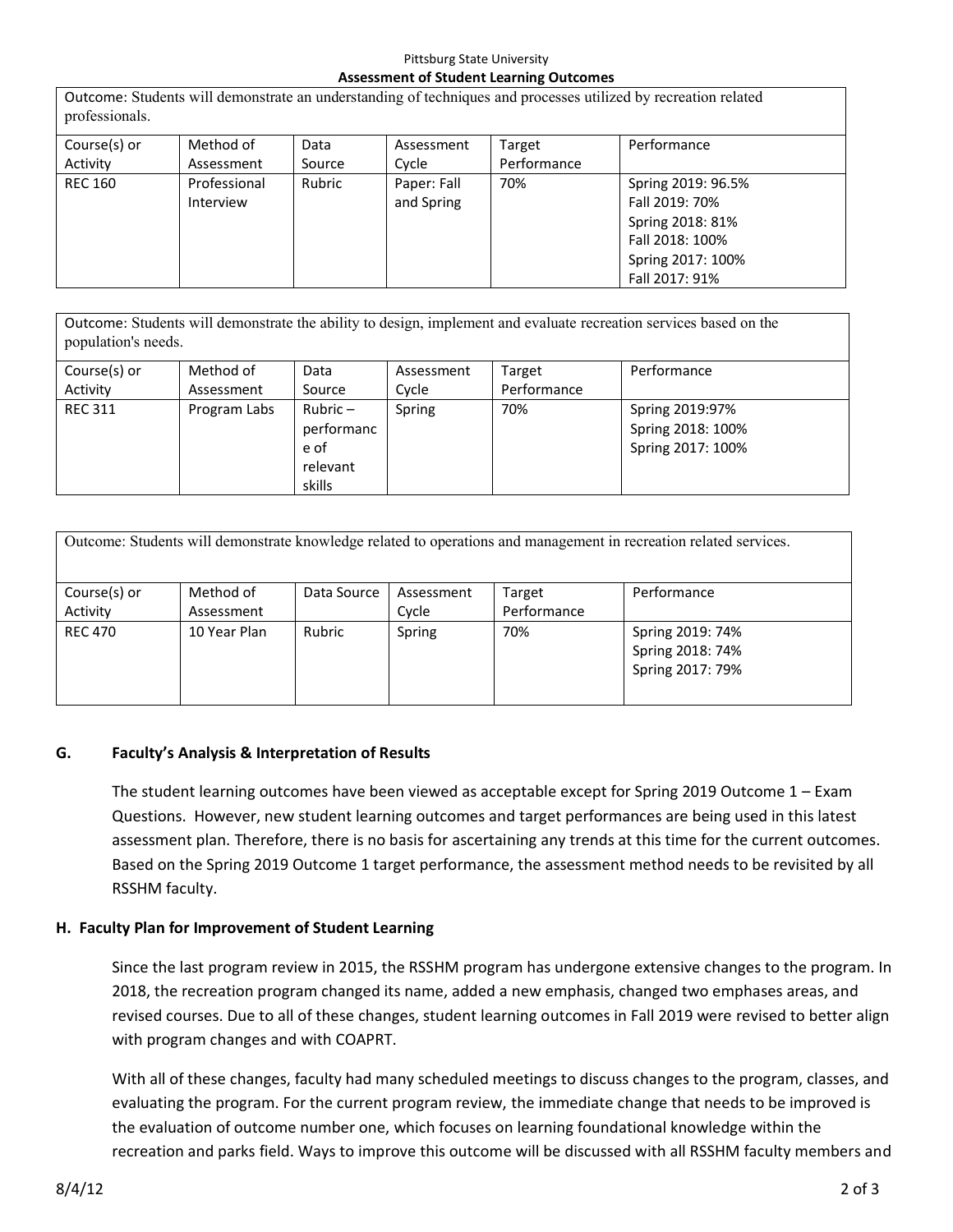Pittsburg State University

**Assessment of Student Learning Outcomes**

| Outcome: Students will demonstrate an understanding of techniques and processes utilized by recreation related professionals. | | | | | |
|---|---|---|---|---|---|
| Course(s) or Activity | Method of Assessment | Data Source | Assessment Cycle | Target Performance | Performance |
| REC 160 | Professional Interview | Rubric | Paper: Fall and Spring | 70% | Spring 2019: 96.5%<br>Fall 2019: 70%<br>Spring 2018: 81%<br>Fall 2018: 100%<br>Spring 2017: 100%<br>Fall 2017: 91% |

| Outcome: Students will demonstrate the ability to design, implement and evaluate recreation services based on the population's needs. | | | | | |
|---|---|---|---|---|---|
| Course(s) or Activity | Method of Assessment | Data Source | Assessment Cycle | Target Performance | Performance |
| REC 311 | Program Labs | Rubric – performance of relevant skills | Spring | 70% | Spring 2019:97%<br>Spring 2018: 100%<br>Spring 2017: 100% |

| Outcome: Students will demonstrate knowledge related to operations and management in recreation related services. | | | | | |
|---|---|---|---|---|---|
| Course(s) or Activity | Method of Assessment | Data Source | Assessment Cycle | Target Performance | Performance |
| REC 470 | 10 Year Plan | Rubric | Spring | 70% | Spring 2019: 74%<br>Spring 2018: 74%<br>Spring 2017: 79% |

### G. Faculty's Analysis & Interpretation of Results

The student learning outcomes have been viewed as acceptable except for Spring 2019 Outcome 1 – Exam Questions. However, new student learning outcomes and target performances are being used in this latest assessment plan. Therefore, there is no basis for ascertaining any trends at this time for the current outcomes. Based on the Spring 2019 Outcome 1 target performance, the assessment method needs to be revisited by all RSSHM faculty.

### H. Faculty Plan for Improvement of Student Learning

Since the last program review in 2015, the RSSHM program has undergone extensive changes to the program. In 2018, the recreation program changed its name, added a new emphasis, changed two emphases areas, and revised courses. Due to all of these changes, student learning outcomes in Fall 2019 were revised to better align with program changes and with COAPRT.

With all of these changes, faculty had many scheduled meetings to discuss changes to the program, classes, and evaluating the program. For the current program review, the immediate change that needs to be improved is the evaluation of outcome number one, which focuses on learning foundational knowledge within the recreation and parks field. Ways to improve this outcome will be discussed with all RSSHM faculty members and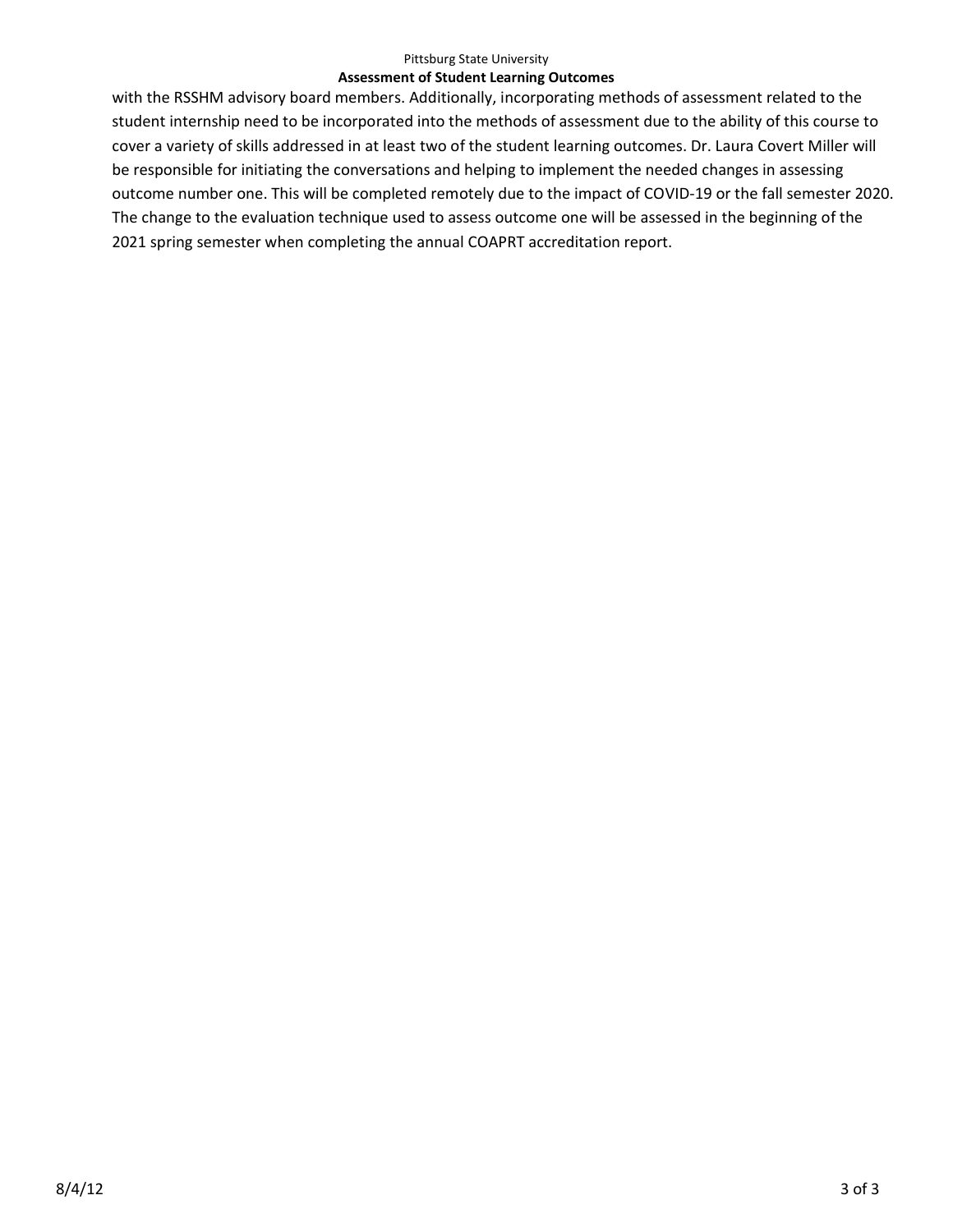with the RSSHM advisory board members. Additionally, incorporating methods of assessment related to the student internship need to be incorporated into the methods of assessment due to the ability of this course to cover a variety of skills addressed in at least two of the student learning outcomes. Dr. Laura Covert Miller will be responsible for initiating the conversations and helping to implement the needed changes in assessing outcome number one. This will be completed remotely due to the impact of COVID-19 or the fall semester 2020. The change to the evaluation technique used to assess outcome one will be assessed in the beginning of the 2021 spring semester when completing the annual COAPRT accreditation report.